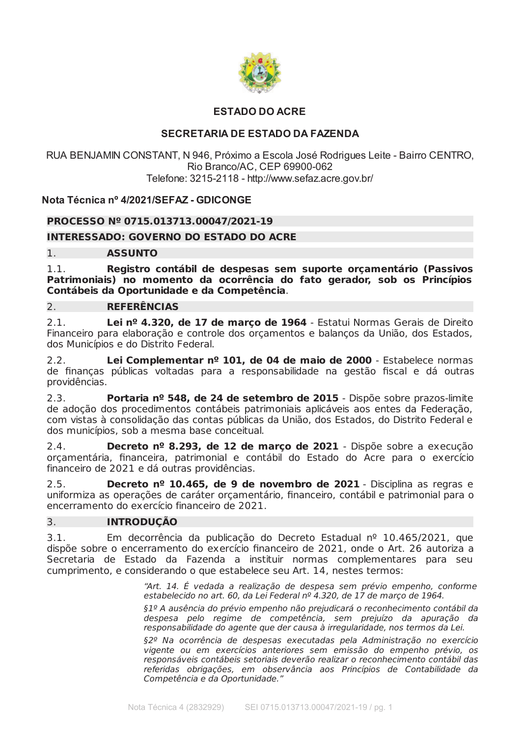**ESTADO DO ACRE**

**SECRETARIA DE ESTADO DA FAZENDA**

RUA BENJAMIN CONSTANT, N 946, Próximo a Escola José Rodrigues Leite - Bairro CENTRO, Rio Branco/AC, CEP 69900-062
Telefone: 3215-2118 - http://www.sefaz.acre.gov.br/

**Nota Técnica nº 4/2021/SEFAZ - GDICONGE**

**PROCESSO Nº 0715.013713.00047/2021-19**

**INTERESSADO: GOVERNO DO ESTADO DO ACRE**

## 1. ASSUNTO

1.1. **Registro contábil de despesas sem suporte orçamentário (Passivos Patrimoniais) no momento da ocorrência do fato gerador, sob os Princípios Contábeis da Oportunidade e da Competência**.

## 2. REFERÊNCIAS

2.1. **Lei nº 4.320, de 17 de março de 1964** - Estatui Normas Gerais de Direito Financeiro para elaboração e controle dos orçamentos e balanços da União, dos Estados, dos Municípios e do Distrito Federal.

2.2. **Lei Complementar nº 101, de 04 de maio de 2000** - Estabelece normas de finanças públicas voltadas para a responsabilidade na gestão fiscal e dá outras providências.

2.3. **Portaria nº 548, de 24 de setembro de 2015** - Dispõe sobre prazos-limite de adoção dos procedimentos contábeis patrimoniais aplicáveis aos entes da Federação, com vistas à consolidação das contas públicas da União, dos Estados, do Distrito Federal e dos municípios, sob a mesma base conceitual.

2.4. **Decreto nº 8.293, de 12 de março de 2021** - Dispõe sobre a execução orçamentária, financeira, patrimonial e contábil do Estado do Acre para o exercício financeiro de 2021 e dá outras providências.

2.5. **Decreto nº 10.465, de 9 de novembro de 2021** - Disciplina as regras e uniformiza as operações de caráter orçamentário, financeiro, contábil e patrimonial para o encerramento do exercício financeiro de 2021.

## 3. INTRODUÇÃO

3.1. Em decorrência da publicação do Decreto Estadual nº 10.465/2021, que dispõe sobre o encerramento do exercício financeiro de 2021, onde o Art. 26 autoriza a Secretaria de Estado da Fazenda a instituir normas complementares para seu cumprimento, e considerando o que estabelece seu Art. 14, nestes termos:

> *"Art. 14. É vedada a realização de despesa sem prévio empenho, conforme estabelecido no art. 60, da Lei Federal nº 4.320, de 17 de março de 1964.*
>
> *§1º A ausência do prévio empenho não prejudicará o reconhecimento contábil da despesa pelo regime de competência, sem prejuízo da apuração da responsabilidade do agente que der causa à irregularidade, nos termos da Lei.*
>
> *§2º Na ocorrência de despesas executadas pela Administração no exercício vigente ou em exercícios anteriores sem emissão do empenho prévio, os responsáveis contábeis setoriais deverão realizar o reconhecimento contábil das referidas obrigações, em observância aos Princípios de Contabilidade da Competência e da Oportunidade."*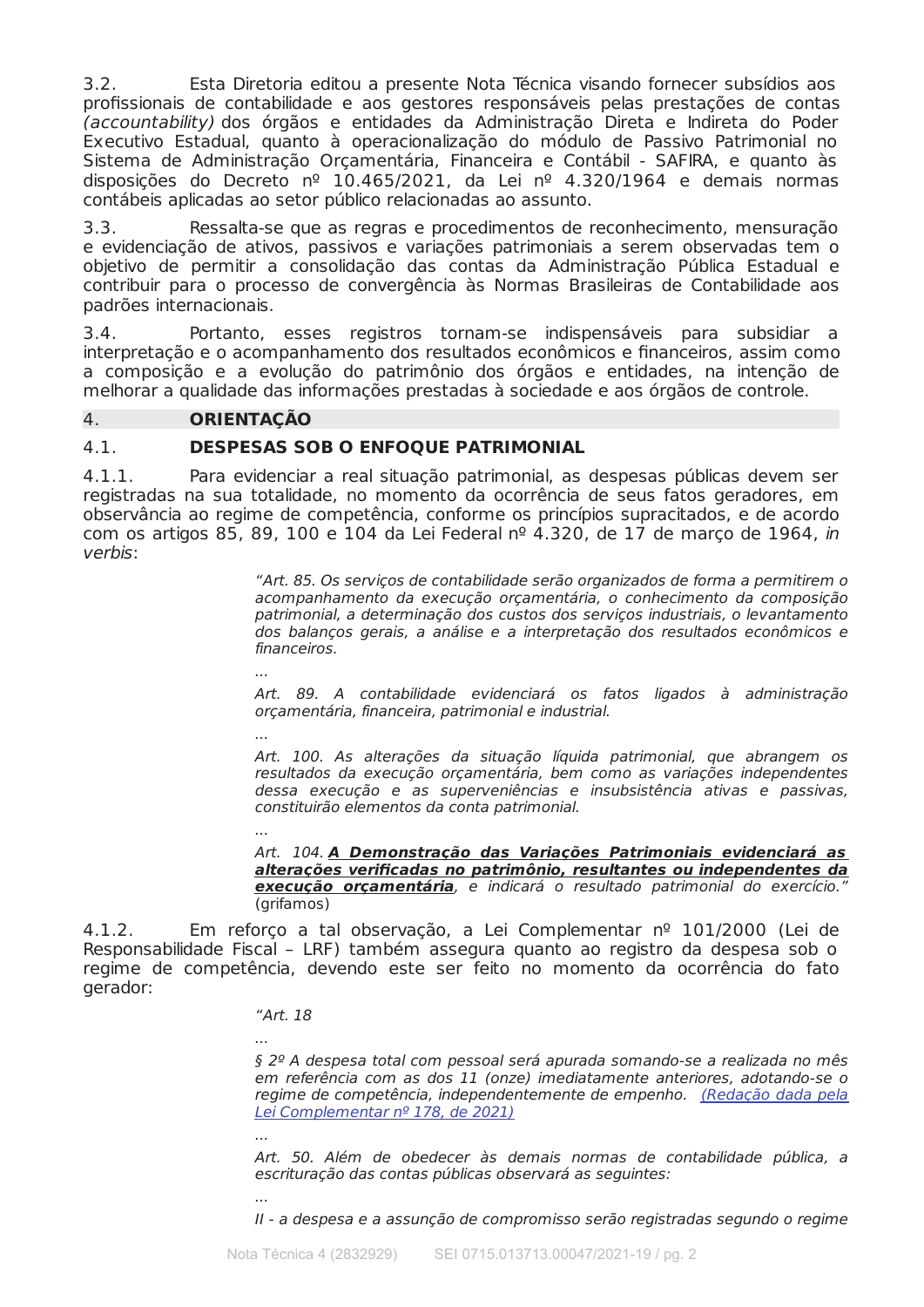3.2. Esta Diretoria editou a presente Nota Técnica visando fornecer subsídios aos profissionais de contabilidade e aos gestores responsáveis pelas prestações de contas *(accountability)* dos órgãos e entidades da Administração Direta e Indireta do Poder Executivo Estadual, quanto à operacionalização do módulo de Passivo Patrimonial no Sistema de Administração Orçamentária, Financeira e Contábil - SAFIRA, e quanto às disposições do Decreto nº 10.465/2021, da Lei nº 4.320/1964 e demais normas contábeis aplicadas ao setor público relacionadas ao assunto.

3.3. Ressalta-se que as regras e procedimentos de reconhecimento, mensuração e evidenciação de ativos, passivos e variações patrimoniais a serem observadas tem o objetivo de permitir a consolidação das contas da Administração Pública Estadual e contribuir para o processo de convergência às Normas Brasileiras de Contabilidade aos padrões internacionais.

3.4. Portanto, esses registros tornam-se indispensáveis para subsidiar a interpretação e o acompanhamento dos resultados econômicos e financeiros, assim como a composição e a evolução do patrimônio dos órgãos e entidades, na intenção de melhorar a qualidade das informações prestadas à sociedade e aos órgãos de controle.

## 4. ORIENTAÇÃO

### 4.1. DESPESAS SOB O ENFOQUE PATRIMONIAL

4.1.1. Para evidenciar a real situação patrimonial, as despesas públicas devem ser registradas na sua totalidade, no momento da ocorrência de seus fatos geradores, em observância ao regime de competência, conforme os princípios supracitados, e de acordo com os artigos 85, 89, 100 e 104 da Lei Federal nº 4.320, de 17 de março de 1964, *in verbis*:

> *"Art. 85. Os serviços de contabilidade serão organizados de forma a permitirem o acompanhamento da execução orçamentária, o conhecimento da composição patrimonial, a determinação dos custos dos serviços industriais, o levantamento dos balanços gerais, a análise e a interpretação dos resultados econômicos e financeiros.*
>
> *...*
>
> *Art. 89. A contabilidade evidenciará os fatos ligados à administração orçamentária, financeira, patrimonial e industrial.*
>
> *...*
>
> *Art. 100. As alterações da situação líquida patrimonial, que abrangem os resultados da execução orçamentária, bem como as variações independentes dessa execução e as superveniências e insubsistência ativas e passivas, constituirão elementos da conta patrimonial.*
>
> *...*
>
> *Art. 104.* ***A Demonstração das Variações Patrimoniais evidenciará as alterações verificadas no patrimônio, resultantes ou independentes da execução orçamentária****, e indicará o resultado patrimonial do exercício."* (grifamos)

4.1.2. Em reforço a tal observação, a Lei Complementar nº 101/2000 (Lei de Responsabilidade Fiscal – LRF) também assegura quanto ao registro da despesa sob o regime de competência, devendo este ser feito no momento da ocorrência do fato gerador:

> *"Art. 18*
>
> *...*
>
> *§ 2º A despesa total com pessoal será apurada somando-se a realizada no mês em referência com as dos 11 (onze) imediatamente anteriores, adotando-se o regime de competência, independentemente de empenho.* *(Redação dada pela Lei Complementar nº 178, de 2021)*
>
> *...*
>
> *Art. 50. Além de obedecer às demais normas de contabilidade pública, a escrituração das contas públicas observará as seguintes:*
>
> *...*
>
> *II - a despesa e a assunção de compromisso serão registradas segundo o regime*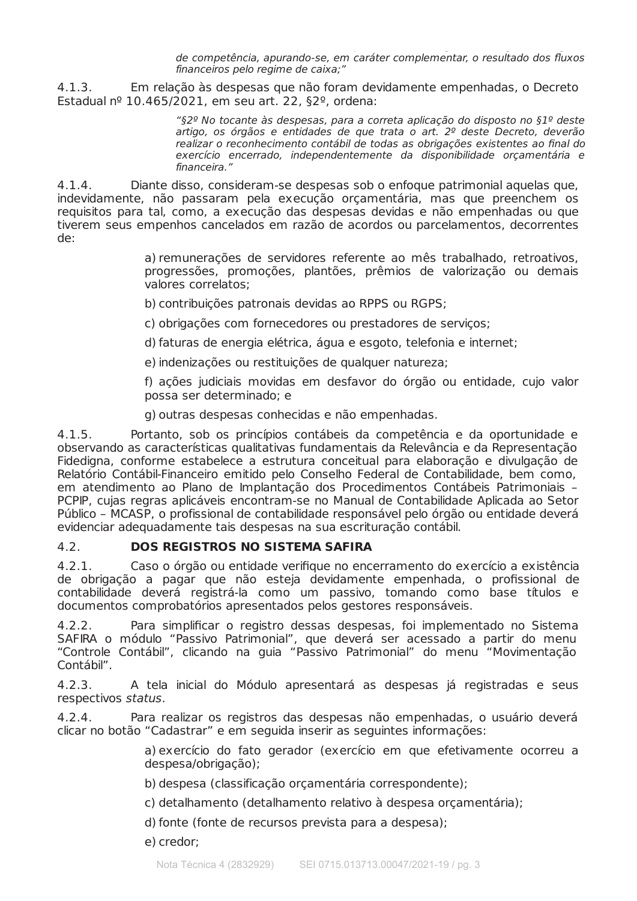*de competência, apurando-se, em caráter complementar, o resultado dos fluxos financeiros pelo regime de caixa;"*

4.1.3. Em relação às despesas que não foram devidamente empenhadas, o Decreto Estadual nº 10.465/2021, em seu art. 22, §2º, ordena:

> *"§2º No tocante às despesas, para a correta aplicação do disposto no §1º deste artigo, os órgãos e entidades de que trata o art. 2º deste Decreto, deverão realizar o reconhecimento contábil de todas as obrigações existentes ao final do exercício encerrado, independentemente da disponibilidade orçamentária e financeira."*

4.1.4. Diante disso, consideram-se despesas sob o enfoque patrimonial aquelas que, indevidamente, não passaram pela execução orçamentária, mas que preenchem os requisitos para tal, como, a execução das despesas devidas e não empenhadas ou que tiverem seus empenhos cancelados em razão de acordos ou parcelamentos, decorrentes de:

a) remunerações de servidores referente ao mês trabalhado, retroativos, progressões, promoções, plantões, prêmios de valorização ou demais valores correlatos;

b) contribuições patronais devidas ao RPPS ou RGPS;

c) obrigações com fornecedores ou prestadores de serviços;

d) faturas de energia elétrica, água e esgoto, telefonia e internet;

e) indenizações ou restituições de qualquer natureza;

f) ações judiciais movidas em desfavor do órgão ou entidade, cujo valor possa ser determinado; e

g) outras despesas conhecidas e não empenhadas.

4.1.5. Portanto, sob os princípios contábeis da competência e da oportunidade e observando as características qualitativas fundamentais da Relevância e da Representação Fidedigna, conforme estabelece a estrutura conceitual para elaboração e divulgação de Relatório Contábil-Financeiro emitido pelo Conselho Federal de Contabilidade, bem como, em atendimento ao Plano de Implantação dos Procedimentos Contábeis Patrimoniais – PCPIP, cujas regras aplicáveis encontram-se no Manual de Contabilidade Aplicada ao Setor Público – MCASP, o profissional de contabilidade responsável pelo órgão ou entidade deverá evidenciar adequadamente tais despesas na sua escrituração contábil.

4.2. **DOS REGISTROS NO SISTEMA SAFIRA**

4.2.1. Caso o órgão ou entidade verifique no encerramento do exercício a existência de obrigação a pagar que não esteja devidamente empenhada, o profissional de contabilidade deverá registrá-la como um passivo, tomando como base títulos e documentos comprobatórios apresentados pelos gestores responsáveis.

4.2.2. Para simplificar o registro dessas despesas, foi implementado no Sistema SAFIRA o módulo "Passivo Patrimonial", que deverá ser acessado a partir do menu "Controle Contábil", clicando na guia "Passivo Patrimonial" do menu "Movimentação Contábil".

4.2.3. A tela inicial do Módulo apresentará as despesas já registradas e seus respectivos *status*.

4.2.4. Para realizar os registros das despesas não empenhadas, o usuário deverá clicar no botão "Cadastrar" e em seguida inserir as seguintes informações:

a) exercício do fato gerador (exercício em que efetivamente ocorreu a despesa/obrigação);

b) despesa (classificação orçamentária correspondente);

c) detalhamento (detalhamento relativo à despesa orçamentária);

d) fonte (fonte de recursos prevista para a despesa);

e) credor;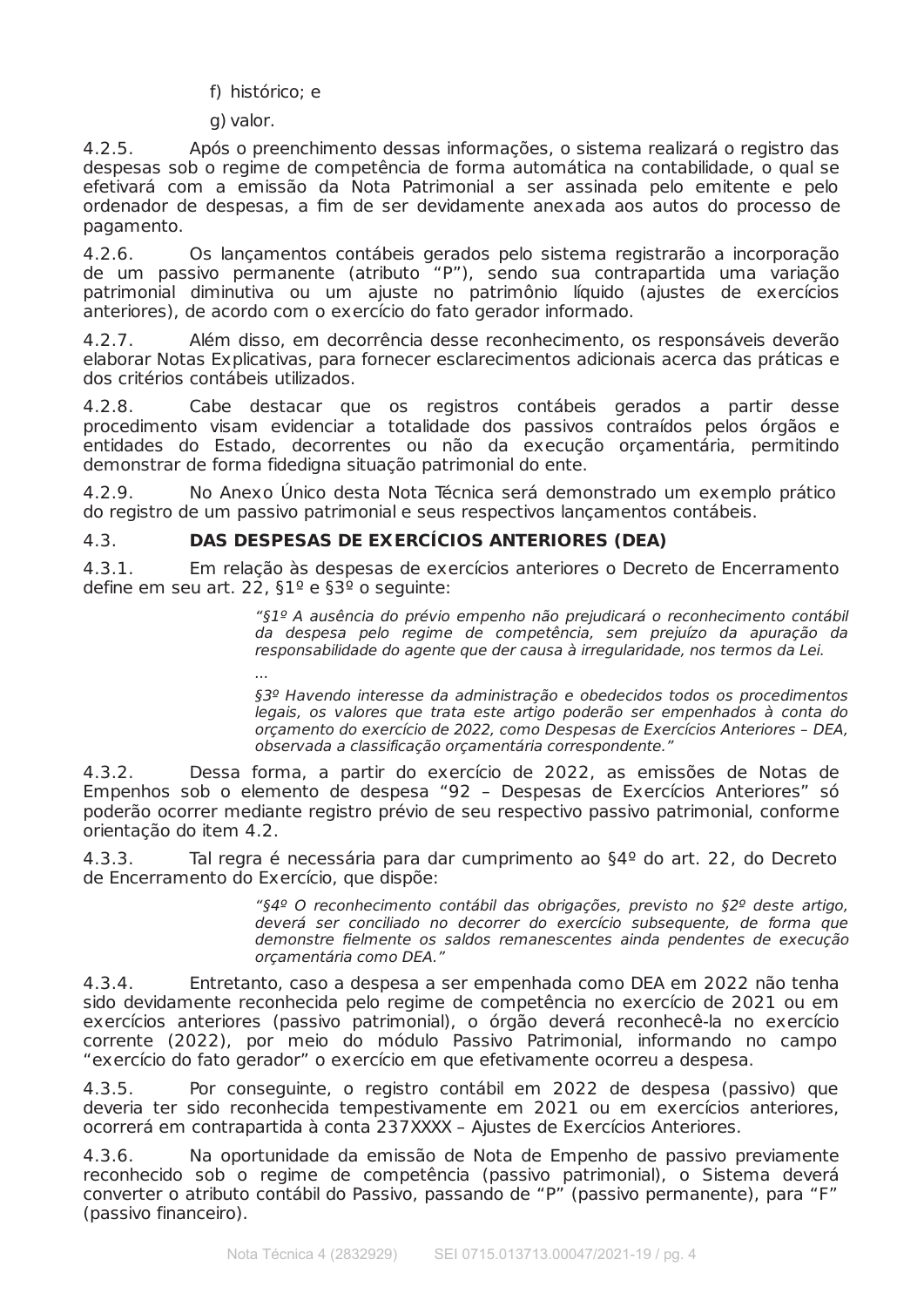f) histórico; e

g) valor.

4.2.5. Após o preenchimento dessas informações, o sistema realizará o registro das despesas sob o regime de competência de forma automática na contabilidade, o qual se efetivará com a emissão da Nota Patrimonial a ser assinada pelo emitente e pelo ordenador de despesas, a fim de ser devidamente anexada aos autos do processo de pagamento.

4.2.6. Os lançamentos contábeis gerados pelo sistema registrarão a incorporação de um passivo permanente (atributo “P”), sendo sua contrapartida uma variação patrimonial diminutiva ou um ajuste no patrimônio líquido (ajustes de exercícios anteriores), de acordo com o exercício do fato gerador informado.

4.2.7. Além disso, em decorrência desse reconhecimento, os responsáveis deverão elaborar Notas Explicativas, para fornecer esclarecimentos adicionais acerca das práticas e dos critérios contábeis utilizados.

4.2.8. Cabe destacar que os registros contábeis gerados a partir desse procedimento visam evidenciar a totalidade dos passivos contraídos pelos órgãos e entidades do Estado, decorrentes ou não da execução orçamentária, permitindo demonstrar de forma fidedigna situação patrimonial do ente.

4.2.9. No Anexo Único desta Nota Técnica será demonstrado um exemplo prático do registro de um passivo patrimonial e seus respectivos lançamentos contábeis.

4.3. **DAS DESPESAS DE EXERCÍCIOS ANTERIORES (DEA)**

4.3.1. Em relação às despesas de exercícios anteriores o Decreto de Encerramento define em seu art. 22, §1º e §3º o seguinte:

> *“§1º A ausência do prévio empenho não prejudicará o reconhecimento contábil da despesa pelo regime de competência, sem prejuízo da apuração da responsabilidade do agente que der causa à irregularidade, nos termos da Lei.*
>
> *...*
>
> *§3º Havendo interesse da administração e obedecidos todos os procedimentos legais, os valores que trata este artigo poderão ser empenhados à conta do orçamento do exercício de 2022, como Despesas de Exercícios Anteriores – DEA, observada a classificação orçamentária correspondente.”*

4.3.2. Dessa forma, a partir do exercício de 2022, as emissões de Notas de Empenhos sob o elemento de despesa “92 – Despesas de Exercícios Anteriores” só poderão ocorrer mediante registro prévio de seu respectivo passivo patrimonial, conforme orientação do item 4.2.

4.3.3. Tal regra é necessária para dar cumprimento ao §4º do art. 22, do Decreto de Encerramento do Exercício, que dispõe:

> *“§4º O reconhecimento contábil das obrigações, previsto no §2º deste artigo, deverá ser conciliado no decorrer do exercício subsequente, de forma que demonstre fielmente os saldos remanescentes ainda pendentes de execução orçamentária como DEA.”*

4.3.4. Entretanto, caso a despesa a ser empenhada como DEA em 2022 não tenha sido devidamente reconhecida pelo regime de competência no exercício de 2021 ou em exercícios anteriores (passivo patrimonial), o órgão deverá reconhecê-la no exercício corrente (2022), por meio do módulo Passivo Patrimonial, informando no campo “exercício do fato gerador” o exercício em que efetivamente ocorreu a despesa.

4.3.5. Por conseguinte, o registro contábil em 2022 de despesa (passivo) que deveria ter sido reconhecida tempestivamente em 2021 ou em exercícios anteriores, ocorrerá em contrapartida à conta 237XXXX – Ajustes de Exercícios Anteriores.

4.3.6. Na oportunidade da emissão de Nota de Empenho de passivo previamente reconhecido sob o regime de competência (passivo patrimonial), o Sistema deverá converter o atributo contábil do Passivo, passando de “P” (passivo permanente), para “F” (passivo financeiro).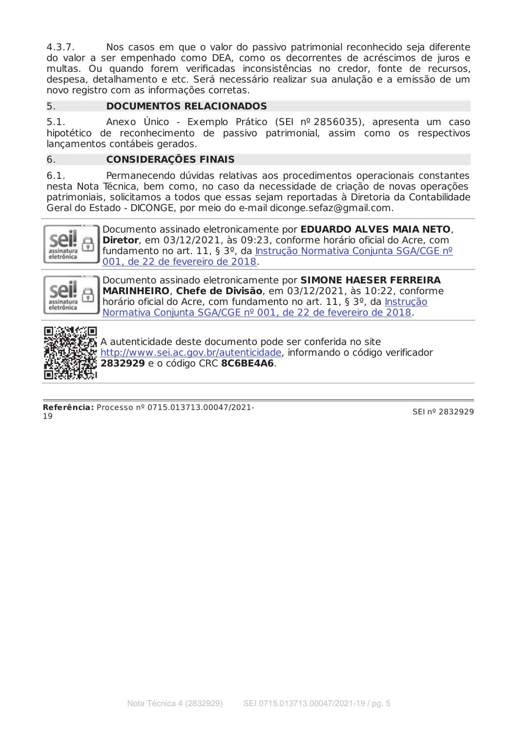4.3.7. Nos casos em que o valor do passivo patrimonial reconhecido seja diferente do valor a ser empenhado como DEA, como os decorrentes de acréscimos de juros e multas. Ou quando forem verificadas inconsistências no credor, fonte de recursos, despesa, detalhamento e etc. Será necessário realizar sua anulação e a emissão de um novo registro com as informações corretas.

## 5. DOCUMENTOS RELACIONADOS

5.1. Anexo Único - Exemplo Prático (SEI nº 2856035), apresenta um caso hipotético de reconhecimento de passivo patrimonial, assim como os respectivos lançamentos contábeis gerados.

## 6. CONSIDERAÇÕES FINAIS

6.1. Permanecendo dúvidas relativas aos procedimentos operacionais constantes nesta Nota Técnica, bem como, no caso da necessidade de criação de novas operações patrimoniais, solicitamos a todos que essas sejam reportadas à Diretoria da Contabilidade Geral do Estado - DICONGE, por meio do e-mail diconge.sefaz@gmail.com.

---

Documento assinado eletronicamente por **EDUARDO ALVES MAIA NETO**, **Diretor**, em 03/12/2021, às 09:23, conforme horário oficial do Acre, com fundamento no art. 11, § 3º, da Instrução Normativa Conjunta SGA/CGE nº 001, de 22 de fevereiro de 2018.

---

Documento assinado eletronicamente por **SIMONE HAESER FERREIRA MARINHEIRO**, **Chefe de Divisão**, em 03/12/2021, às 10:22, conforme horário oficial do Acre, com fundamento no art. 11, § 3º, da Instrução Normativa Conjunta SGA/CGE nº 001, de 22 de fevereiro de 2018.

---

A autenticidade deste documento pode ser conferida no site http://www.sei.ac.gov.br/autenticidade, informando o código verificador **2832929** e o código CRC **8C6BE4A6**.

---

**Referência:** Processo nº 0715.013713.00047/2021-19 SEI nº 2832929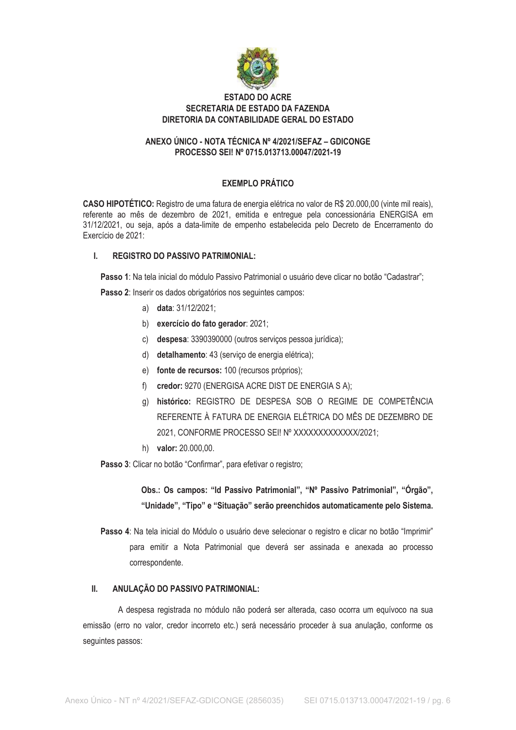**ESTADO DO ACRE**
**SECRETARIA DE ESTADO DA FAZENDA**
**DIRETORIA DA CONTABILIDADE GERAL DO ESTADO**

**ANEXO ÚNICO - NOTA TÉCNICA Nº 4/2021/SEFAZ – GDICONGE**
**PROCESSO SEI! Nº 0715.013713.00047/2021-19**

## EXEMPLO PRÁTICO

**CASO HIPOTÉTICO:** Registro de uma fatura de energia elétrica no valor de R$ 20.000,00 (vinte mil reais), referente ao mês de dezembro de 2021, emitida e entregue pela concessionária ENERGISA em 31/12/2021, ou seja, após a data-limite de empenho estabelecida pelo Decreto de Encerramento do Exercício de 2021:

### I. REGISTRO DO PASSIVO PATRIMONIAL:

**Passo 1**: Na tela inicial do módulo Passivo Patrimonial o usuário deve clicar no botão "Cadastrar";

**Passo 2**: Inserir os dados obrigatórios nos seguintes campos:

a) **data**: 31/12/2021;
b) **exercício do fato gerador**: 2021;
c) **despesa**: 3390390000 (outros serviços pessoa jurídica);
d) **detalhamento**: 43 (serviço de energia elétrica);
e) **fonte de recursos:** 100 (recursos próprios);
f) **credor:** 9270 (ENERGISA ACRE DIST DE ENERGIA S A);
g) **histórico:** REGISTRO DE DESPESA SOB O REGIME DE COMPETÊNCIA REFERENTE À FATURA DE ENERGIA ELÉTRICA DO MÊS DE DEZEMBRO DE 2021, CONFORME PROCESSO SEI! Nº XXXXXXXXXXXXX/2021;
h) **valor:** 20.000,00.

**Passo 3**: Clicar no botão "Confirmar", para efetivar o registro;

**Obs.: Os campos: "Id Passivo Patrimonial", "Nº Passivo Patrimonial", "Órgão", "Unidade", "Tipo" e "Situação" serão preenchidos automaticamente pelo Sistema.**

**Passo 4**: Na tela inicial do Módulo o usuário deve selecionar o registro e clicar no botão "Imprimir" para emitir a Nota Patrimonial que deverá ser assinada e anexada ao processo correspondente.

### II. ANULAÇÃO DO PASSIVO PATRIMONIAL:

A despesa registrada no módulo não poderá ser alterada, caso ocorra um equívoco na sua emissão (erro no valor, credor incorreto etc.) será necessário proceder à sua anulação, conforme os seguintes passos: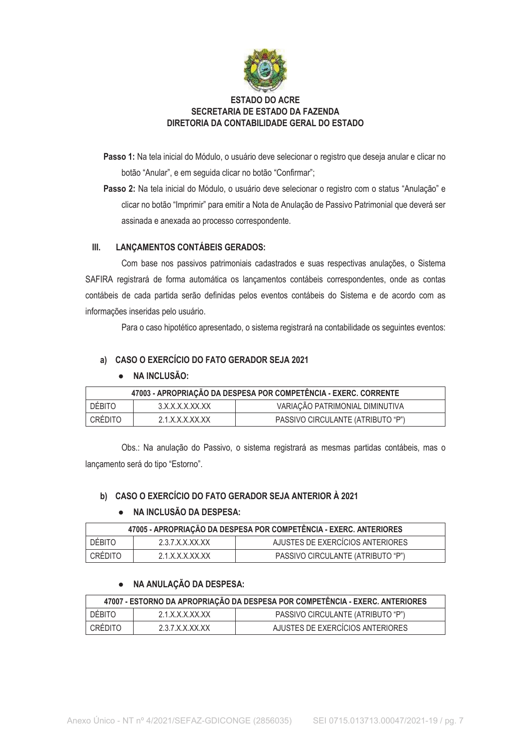**ESTADO DO ACRE**
**SECRETARIA DE ESTADO DA FAZENDA**
**DIRETORIA DA CONTABILIDADE GERAL DO ESTADO**

**Passo 1:** Na tela inicial do Módulo, o usuário deve selecionar o registro que deseja anular e clicar no botão "Anular", e em seguida clicar no botão "Confirmar";

**Passo 2:** Na tela inicial do Módulo, o usuário deve selecionar o registro com o status "Anulação" e clicar no botão "Imprimir" para emitir a Nota de Anulação de Passivo Patrimonial que deverá ser assinada e anexada ao processo correspondente.

## III. LANÇAMENTOS CONTÁBEIS GERADOS:

Com base nos passivos patrimoniais cadastrados e suas respectivas anulações, o Sistema SAFIRA registrará de forma automática os lançamentos contábeis correspondentes, onde as contas contábeis de cada partida serão definidas pelos eventos contábeis do Sistema e de acordo com as informações inseridas pelo usuário.

Para o caso hipotético apresentado, o sistema registrará na contabilidade os seguintes eventos:

### a) CASO O EXERCÍCIO DO FATO GERADOR SEJA 2021

- **NA INCLUSÃO:**

| 47003 - APROPRIAÇÃO DA DESPESA POR COMPETÊNCIA - EXERC. CORRENTE | | |
|---|---|---|
| DÉBITO | 3.X.X.X.X.XX.XX | VARIAÇÃO PATRIMONIAL DIMINUTIVA |
| CRÉDITO | 2.1.X.X.X.XX.XX | PASSIVO CIRCULANTE (ATRIBUTO "P") |

Obs.: Na anulação do Passivo, o sistema registrará as mesmas partidas contábeis, mas o lançamento será do tipo "Estorno".

### b) CASO O EXERCÍCIO DO FATO GERADOR SEJA ANTERIOR À 2021

- **NA INCLUSÃO DA DESPESA:**

| 47005 - APROPRIAÇÃO DA DESPESA POR COMPETÊNCIA - EXERC. ANTERIORES | | |
|---|---|---|
| DÉBITO | 2.3.7.X.X.XX.XX | AJUSTES DE EXERCÍCIOS ANTERIORES |
| CRÉDITO | 2.1.X.X.X.XX.XX | PASSIVO CIRCULANTE (ATRIBUTO "P") |

- **NA ANULAÇÃO DA DESPESA:**

| 47007 - ESTORNO DA APROPRIAÇÃO DA DESPESA POR COMPETÊNCIA - EXERC. ANTERIORES | | |
|---|---|---|
| DÉBITO | 2.1.X.X.X.XX.XX | PASSIVO CIRCULANTE (ATRIBUTO "P") |
| CRÉDITO | 2.3.7.X.X.XX.XX | AJUSTES DE EXERCÍCIOS ANTERIORES |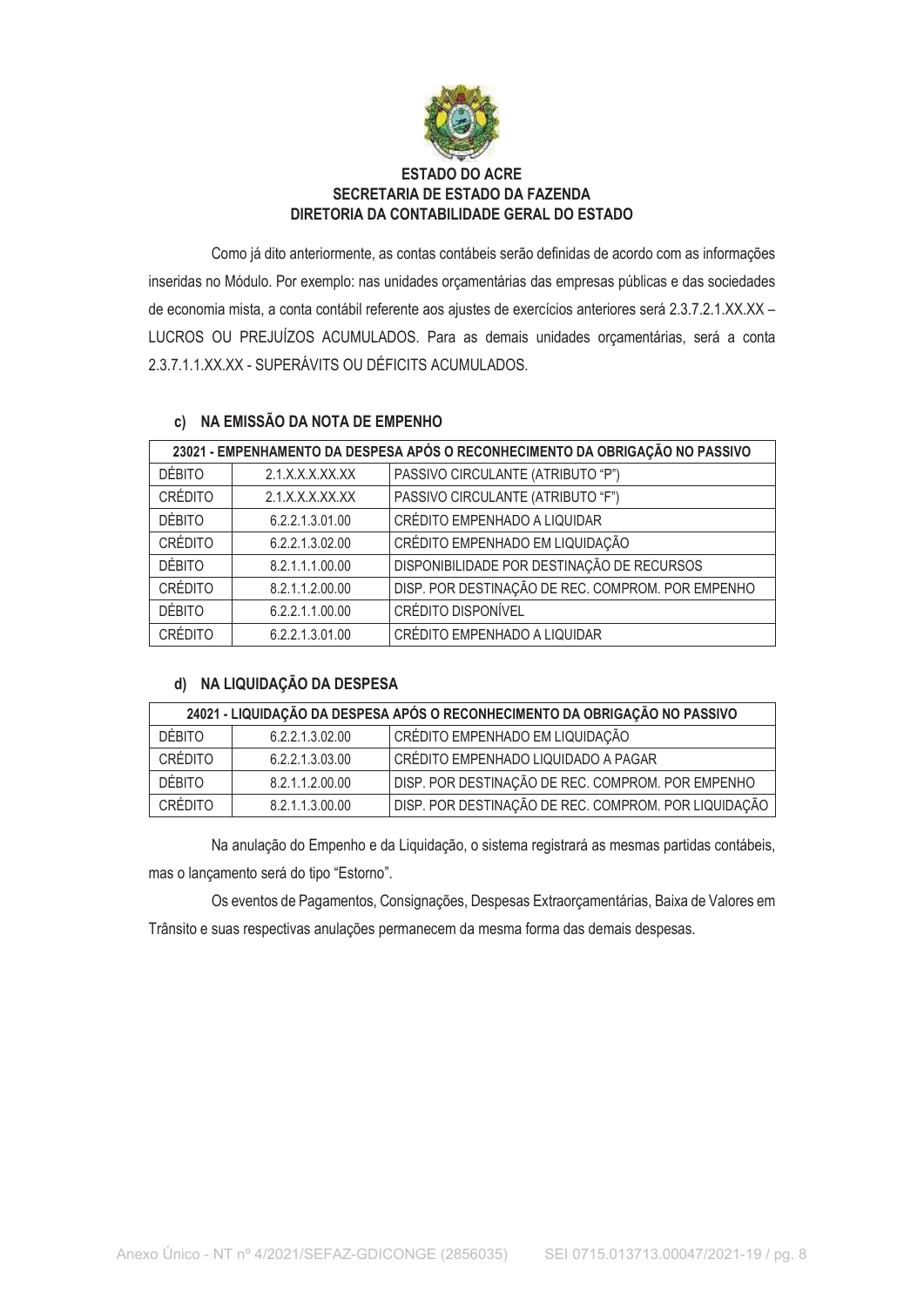**ESTADO DO ACRE**
**SECRETARIA DE ESTADO DA FAZENDA**
**DIRETORIA DA CONTABILIDADE GERAL DO ESTADO**

Como já dito anteriormente, as contas contábeis serão definidas de acordo com as informações inseridas no Módulo. Por exemplo: nas unidades orçamentárias das empresas públicas e das sociedades de economia mista, a conta contábil referente aos ajustes de exercícios anteriores será 2.3.7.2.1.XX.XX – LUCROS OU PREJUÍZOS ACUMULADOS. Para as demais unidades orçamentárias, será a conta 2.3.7.1.1.XX.XX - SUPERÁVITS OU DÉFICITS ACUMULADOS.

#### c) NA EMISSÃO DA NOTA DE EMPENHO

| 23021 - EMPENHAMENTO DA DESPESA APÓS O RECONHECIMENTO DA OBRIGAÇÃO NO PASSIVO | | |
|---|---|---|
| DÉBITO | 2.1.X.X.X.XX.XX | PASSIVO CIRCULANTE (ATRIBUTO "P") |
| CRÉDITO | 2.1.X.X.X.XX.XX | PASSIVO CIRCULANTE (ATRIBUTO "F") |
| DÉBITO | 6.2.2.1.3.01.00 | CRÉDITO EMPENHADO A LIQUIDAR |
| CRÉDITO | 6.2.2.1.3.02.00 | CRÉDITO EMPENHADO EM LIQUIDAÇÃO |
| DÉBITO | 8.2.1.1.1.00.00 | DISPONIBILIDADE POR DESTINAÇÃO DE RECURSOS |
| CRÉDITO | 8.2.1.1.2.00.00 | DISP. POR DESTINAÇÃO DE REC. COMPROM. POR EMPENHO |
| DÉBITO | 6.2.2.1.1.00.00 | CRÉDITO DISPONÍVEL |
| CRÉDITO | 6.2.2.1.3.01.00 | CRÉDITO EMPENHADO A LIQUIDAR |

#### d) NA LIQUIDAÇÃO DA DESPESA

| 24021 - LIQUIDAÇÃO DA DESPESA APÓS O RECONHECIMENTO DA OBRIGAÇÃO NO PASSIVO | | |
|---|---|---|
| DÉBITO | 6.2.2.1.3.02.00 | CRÉDITO EMPENHADO EM LIQUIDAÇÃO |
| CRÉDITO | 6.2.2.1.3.03.00 | CRÉDITO EMPENHADO LIQUIDADO A PAGAR |
| DÉBITO | 8.2.1.1.2.00.00 | DISP. POR DESTINAÇÃO DE REC. COMPROM. POR EMPENHO |
| CRÉDITO | 8.2.1.1.3.00.00 | DISP. POR DESTINAÇÃO DE REC. COMPROM. POR LIQUIDAÇÃO |

Na anulação do Empenho e da Liquidação, o sistema registrará as mesmas partidas contábeis, mas o lançamento será do tipo "Estorno".

Os eventos de Pagamentos, Consignações, Despesas Extraorçamentárias, Baixa de Valores em Trânsito e suas respectivas anulações permanecem da mesma forma das demais despesas.